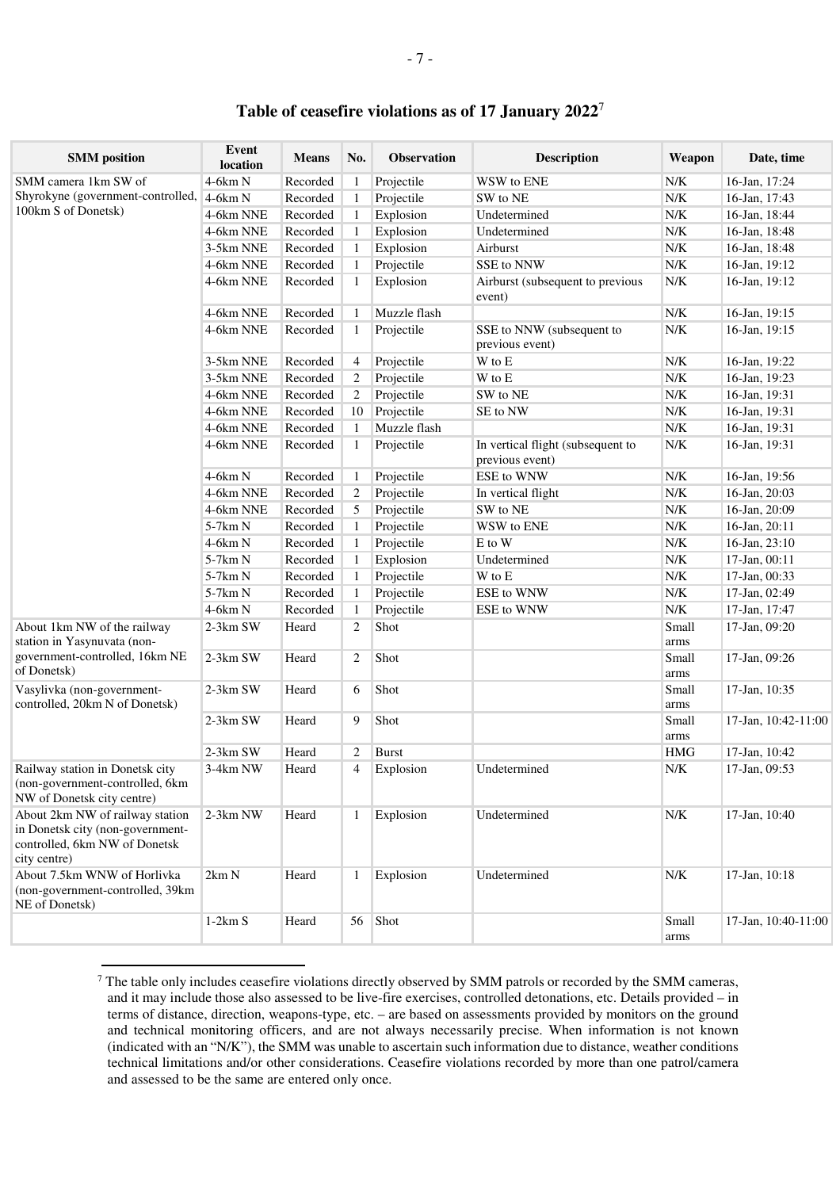## Table of ceasefire violations as of 17 January 2022[7]

| SMM position | Event location | Means | No. | Observation | Description | Weapon | Date, time |
|---|---|---|---|---|---|---|---|
| SMM camera 1km SW of Shyrokyne (government-controlled, 100km S of Donetsk) | 4-6km N | Recorded | 1 | Projectile | WSW to ENE | N/K | 16-Jan, 17:24 |
| | 4-6km N | Recorded | 1 | Projectile | SW to NE | N/K | 16-Jan, 17:43 |
| | 4-6km NNE | Recorded | 1 | Explosion | Undetermined | N/K | 16-Jan, 18:44 |
| | 4-6km NNE | Recorded | 1 | Explosion | Undetermined | N/K | 16-Jan, 18:48 |
| | 3-5km NNE | Recorded | 1 | Explosion | Airburst | N/K | 16-Jan, 18:48 |
| | 4-6km NNE | Recorded | 1 | Projectile | SSE to NNW | N/K | 16-Jan, 19:12 |
| | 4-6km NNE | Recorded | 1 | Explosion | Airburst (subsequent to previous event) | N/K | 16-Jan, 19:12 |
| | 4-6km NNE | Recorded | 1 | Muzzle flash | | N/K | 16-Jan, 19:15 |
| | 4-6km NNE | Recorded | 1 | Projectile | SSE to NNW (subsequent to previous event) | N/K | 16-Jan, 19:15 |
| | 3-5km NNE | Recorded | 4 | Projectile | W to E | N/K | 16-Jan, 19:22 |
| | 3-5km NNE | Recorded | 2 | Projectile | W to E | N/K | 16-Jan, 19:23 |
| | 4-6km NNE | Recorded | 2 | Projectile | SW to NE | N/K | 16-Jan, 19:31 |
| | 4-6km NNE | Recorded | 10 | Projectile | SE to NW | N/K | 16-Jan, 19:31 |
| | 4-6km NNE | Recorded | 1 | Muzzle flash | | N/K | 16-Jan, 19:31 |
| | 4-6km NNE | Recorded | 1 | Projectile | In vertical flight (subsequent to previous event) | N/K | 16-Jan, 19:31 |
| | 4-6km N | Recorded | 1 | Projectile | ESE to WNW | N/K | 16-Jan, 19:56 |
| | 4-6km NNE | Recorded | 2 | Projectile | In vertical flight | N/K | 16-Jan, 20:03 |
| | 4-6km NNE | Recorded | 5 | Projectile | SW to NE | N/K | 16-Jan, 20:09 |
| | 5-7km N | Recorded | 1 | Projectile | WSW to ENE | N/K | 16-Jan, 20:11 |
| | 4-6km N | Recorded | 1 | Projectile | E to W | N/K | 16-Jan, 23:10 |
| | 5-7km N | Recorded | 1 | Explosion | Undetermined | N/K | 17-Jan, 00:11 |
| | 5-7km N | Recorded | 1 | Projectile | W to E | N/K | 17-Jan, 00:33 |
| | 5-7km N | Recorded | 1 | Projectile | ESE to WNW | N/K | 17-Jan, 02:49 |
| | 4-6km N | Recorded | 1 | Projectile | ESE to WNW | N/K | 17-Jan, 17:47 |
| About 1km NW of the railway station in Yasynuvata (non-government-controlled, 16km NE of Donetsk) | 2-3km SW | Heard | 2 | Shot | | Small arms | 17-Jan, 09:20 |
| | 2-3km SW | Heard | 2 | Shot | | Small arms | 17-Jan, 09:26 |
| Vasylivka (non-government-controlled, 20km N of Donetsk) | 2-3km SW | Heard | 6 | Shot | | Small arms | 17-Jan, 10:35 |
| | 2-3km SW | Heard | 9 | Shot | | Small arms | 17-Jan, 10:42-11:00 |
| | 2-3km SW | Heard | 2 | Burst | | HMG | 17-Jan, 10:42 |
| Railway station in Donetsk city (non-government-controlled, 6km NW of Donetsk city centre) | 3-4km NW | Heard | 4 | Explosion | Undetermined | N/K | 17-Jan, 09:53 |
| About 2km NW of railway station in Donetsk city (non-government-controlled, 6km NW of Donetsk city centre) | 2-3km NW | Heard | 1 | Explosion | Undetermined | N/K | 17-Jan, 10:40 |
| About 7.5km WNW of Horlivka (non-government-controlled, 39km NE of Donetsk) | 2km N | Heard | 1 | Explosion | Undetermined | N/K | 17-Jan, 10:18 |
| | 1-2km S | Heard | 56 | Shot | | Small arms | 17-Jan, 10:40-11:00 |

[7] The table only includes ceasefire violations directly observed by SMM patrols or recorded by the SMM cameras, and it may include those also assessed to be live-fire exercises, controlled detonations, etc. Details provided – in terms of distance, direction, weapons-type, etc. – are based on assessments provided by monitors on the ground and technical monitoring officers, and are not always necessarily precise. When information is not known (indicated with an "N/K"), the SMM was unable to ascertain such information due to distance, weather conditions technical limitations and/or other considerations. Ceasefire violations recorded by more than one patrol/camera and assessed to be the same are entered only once.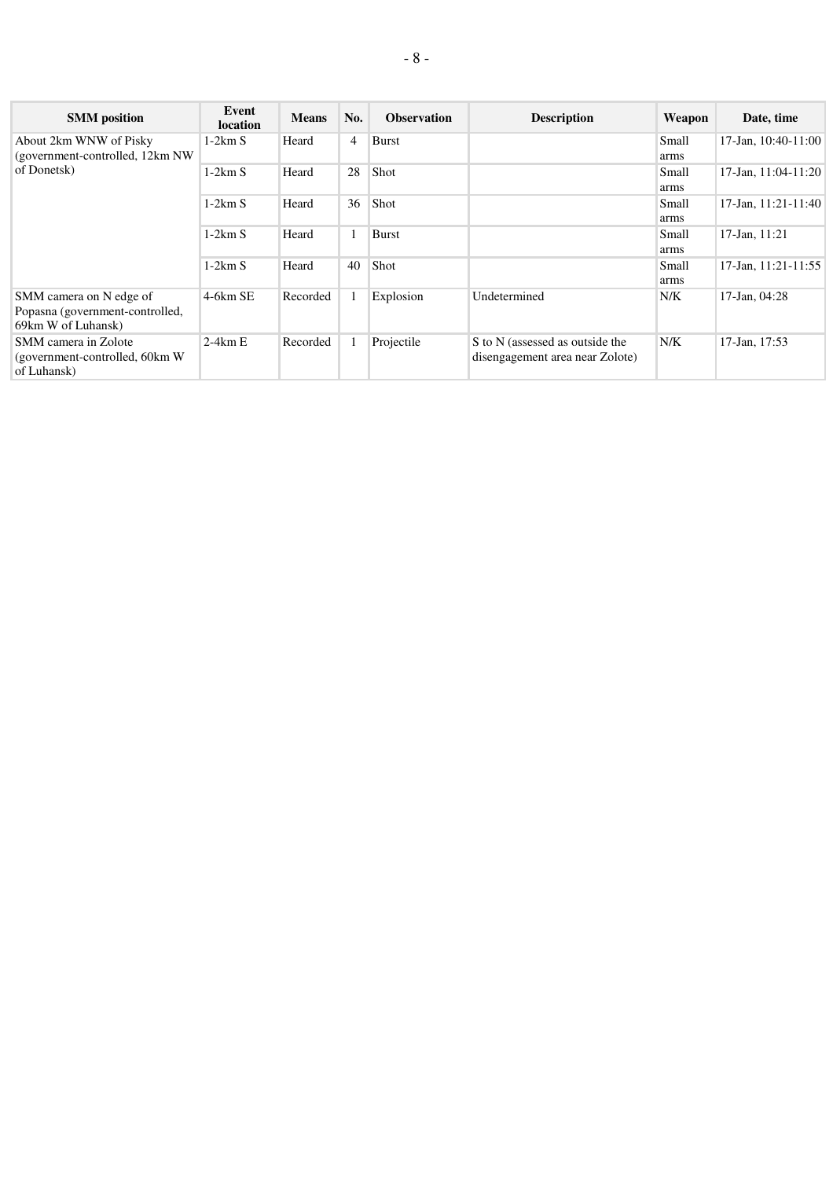| SMM position | Event location | Means | No. | Observation | Description | Weapon | Date, time |
|---|---|---|---|---|---|---|---|
| About 2km WNW of Pisky (government-controlled, 12km NW of Donetsk) | 1-2km S | Heard | 4 | Burst | | Small arms | 17-Jan, 10:40-11:00 |
| | 1-2km S | Heard | 28 | Shot | | Small arms | 17-Jan, 11:04-11:20 |
| | 1-2km S | Heard | 36 | Shot | | Small arms | 17-Jan, 11:21-11:40 |
| | 1-2km S | Heard | 1 | Burst | | Small arms | 17-Jan, 11:21 |
| | 1-2km S | Heard | 40 | Shot | | Small arms | 17-Jan, 11:21-11:55 |
| SMM camera on N edge of Popasna (government-controlled, 69km W of Luhansk) | 4-6km SE | Recorded | 1 | Explosion | Undetermined | N/K | 17-Jan, 04:28 |
| SMM camera in Zolote (government-controlled, 60km W of Luhansk) | 2-4km E | Recorded | 1 | Projectile | S to N (assessed as outside the disengagement area near Zolote) | N/K | 17-Jan, 17:53 |